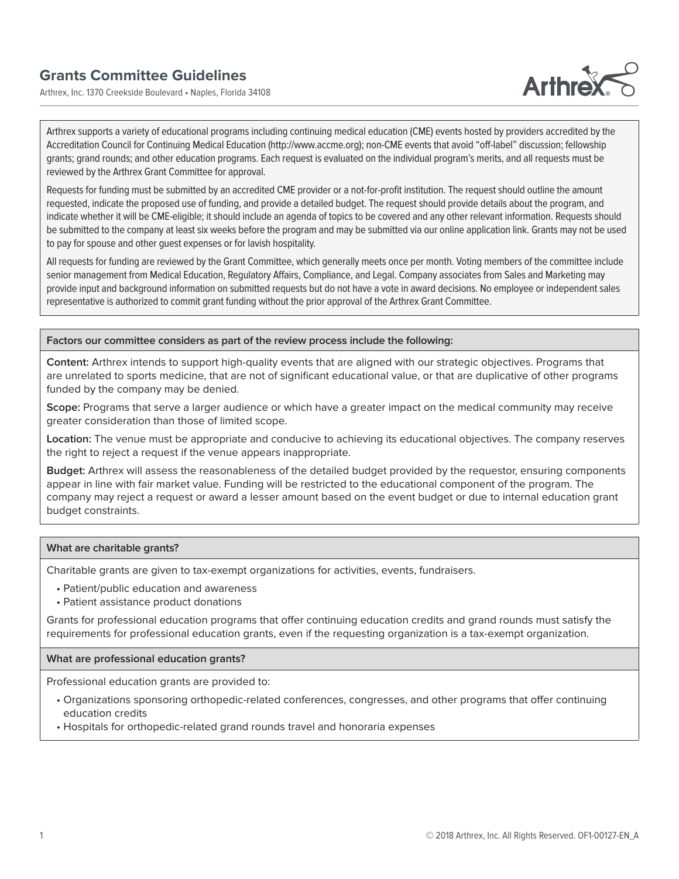# Grants Committee Guidelines

Arthrex, Inc. 1370 Creekside Boulevard • Naples, Florida 34108

Arthrex supports a variety of educational programs including continuing medical education (CME) events hosted by providers accredited by the Accreditation Council for Continuing Medical Education (http://www.accme.org); non-CME events that avoid "off-label" discussion; fellowship grants; grand rounds; and other education programs. Each request is evaluated on the individual program's merits, and all requests must be reviewed by the Arthrex Grant Committee for approval.

Requests for funding must be submitted by an accredited CME provider or a not-for-profit institution. The request should outline the amount requested, indicate the proposed use of funding, and provide a detailed budget. The request should provide details about the program, and indicate whether it will be CME-eligible; it should include an agenda of topics to be covered and any other relevant information. Requests should be submitted to the company at least six weeks before the program and may be submitted via our online application link. Grants may not be used to pay for spouse and other guest expenses or for lavish hospitality.

All requests for funding are reviewed by the Grant Committee, which generally meets once per month. Voting members of the committee include senior management from Medical Education, Regulatory Affairs, Compliance, and Legal. Company associates from Sales and Marketing may provide input and background information on submitted requests but do not have a vote in award decisions. No employee or independent sales representative is authorized to commit grant funding without the prior approval of the Arthrex Grant Committee.

## Factors our committee considers as part of the review process include the following:

**Content:** Arthrex intends to support high-quality events that are aligned with our strategic objectives. Programs that are unrelated to sports medicine, that are not of significant educational value, or that are duplicative of other programs funded by the company may be denied.

**Scope:** Programs that serve a larger audience or which have a greater impact on the medical community may receive greater consideration than those of limited scope.

**Location:** The venue must be appropriate and conducive to achieving its educational objectives. The company reserves the right to reject a request if the venue appears inappropriate.

**Budget:** Arthrex will assess the reasonableness of the detailed budget provided by the requestor, ensuring components appear in line with fair market value. Funding will be restricted to the educational component of the program. The company may reject a request or award a lesser amount based on the event budget or due to internal education grant budget constraints.

## What are charitable grants?

Charitable grants are given to tax-exempt organizations for activities, events, fundraisers.

- Patient/public education and awareness
- Patient assistance product donations

Grants for professional education programs that offer continuing education credits and grand rounds must satisfy the requirements for professional education grants, even if the requesting organization is a tax-exempt organization.

## What are professional education grants?

Professional education grants are provided to:

- Organizations sponsoring orthopedic-related conferences, congresses, and other programs that offer continuing education credits
- Hospitals for orthopedic-related grand rounds travel and honoraria expenses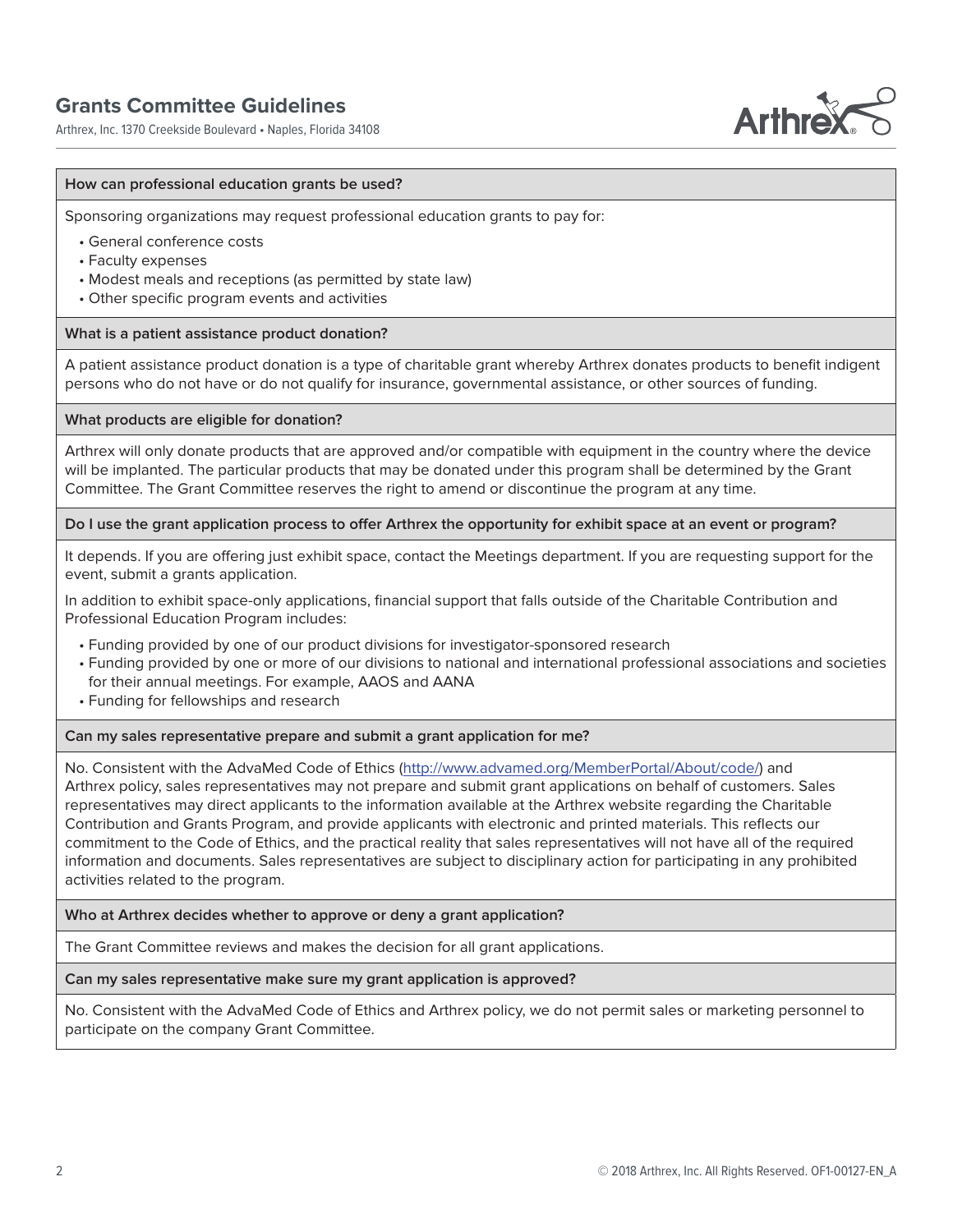### How can professional education grants be used?

Sponsoring organizations may request professional education grants to pay for:

- General conference costs
- Faculty expenses
- Modest meals and receptions (as permitted by state law)
- Other specific program events and activities

### What is a patient assistance product donation?

A patient assistance product donation is a type of charitable grant whereby Arthrex donates products to benefit indigent persons who do not have or do not qualify for insurance, governmental assistance, or other sources of funding.

### What products are eligible for donation?

Arthrex will only donate products that are approved and/or compatible with equipment in the country where the device will be implanted. The particular products that may be donated under this program shall be determined by the Grant Committee. The Grant Committee reserves the right to amend or discontinue the program at any time.

### Do I use the grant application process to offer Arthrex the opportunity for exhibit space at an event or program?

It depends. If you are offering just exhibit space, contact the Meetings department. If you are requesting support for the event, submit a grants application.

In addition to exhibit space-only applications, financial support that falls outside of the Charitable Contribution and Professional Education Program includes:

- Funding provided by one of our product divisions for investigator-sponsored research
- Funding provided by one or more of our divisions to national and international professional associations and societies for their annual meetings. For example, AAOS and AANA
- Funding for fellowships and research

### Can my sales representative prepare and submit a grant application for me?

No. Consistent with the AdvaMed Code of Ethics (http://www.advamed.org/MemberPortal/About/code/) and Arthrex policy, sales representatives may not prepare and submit grant applications on behalf of customers. Sales representatives may direct applicants to the information available at the Arthrex website regarding the Charitable Contribution and Grants Program, and provide applicants with electronic and printed materials. This reflects our commitment to the Code of Ethics, and the practical reality that sales representatives will not have all of the required information and documents. Sales representatives are subject to disciplinary action for participating in any prohibited activities related to the program.

### Who at Arthrex decides whether to approve or deny a grant application?

The Grant Committee reviews and makes the decision for all grant applications.

### Can my sales representative make sure my grant application is approved?

No. Consistent with the AdvaMed Code of Ethics and Arthrex policy, we do not permit sales or marketing personnel to participate on the company Grant Committee.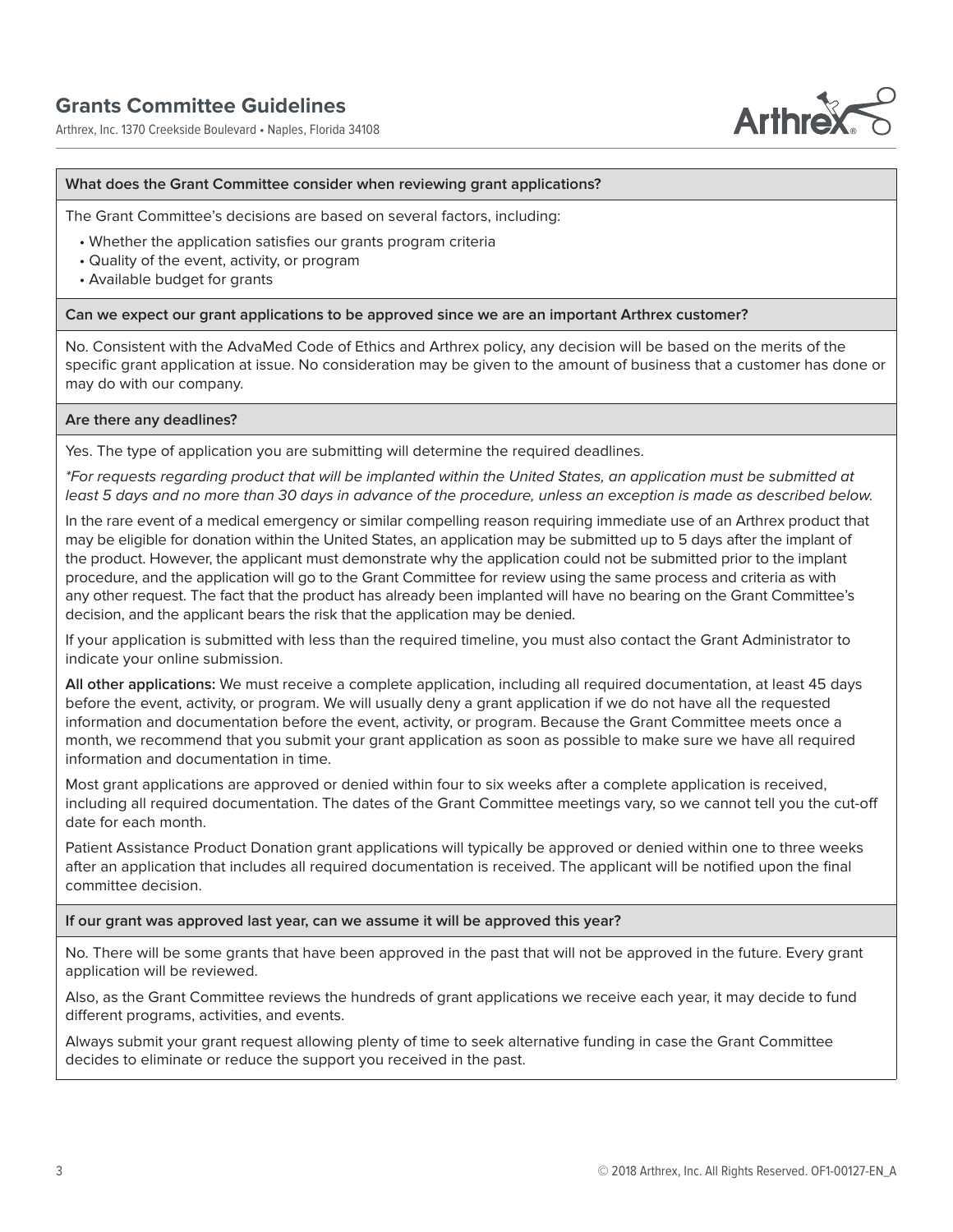### What does the Grant Committee consider when reviewing grant applications?

The Grant Committee's decisions are based on several factors, including:

- Whether the application satisfies our grants program criteria
- Quality of the event, activity, or program
- Available budget for grants

### Can we expect our grant applications to be approved since we are an important Arthrex customer?

No. Consistent with the AdvaMed Code of Ethics and Arthrex policy, any decision will be based on the merits of the specific grant application at issue. No consideration may be given to the amount of business that a customer has done or may do with our company.

### Are there any deadlines?

Yes. The type of application you are submitting will determine the required deadlines.

*\*For requests regarding product that will be implanted within the United States, an application must be submitted at least 5 days and no more than 30 days in advance of the procedure, unless an exception is made as described below.*

In the rare event of a medical emergency or similar compelling reason requiring immediate use of an Arthrex product that may be eligible for donation within the United States, an application may be submitted up to 5 days after the implant of the product. However, the applicant must demonstrate why the application could not be submitted prior to the implant procedure, and the application will go to the Grant Committee for review using the same process and criteria as with any other request. The fact that the product has already been implanted will have no bearing on the Grant Committee's decision, and the applicant bears the risk that the application may be denied.

If your application is submitted with less than the required timeline, you must also contact the Grant Administrator to indicate your online submission.

**All other applications:** We must receive a complete application, including all required documentation, at least 45 days before the event, activity, or program. We will usually deny a grant application if we do not have all the requested information and documentation before the event, activity, or program. Because the Grant Committee meets once a month, we recommend that you submit your grant application as soon as possible to make sure we have all required information and documentation in time.

Most grant applications are approved or denied within four to six weeks after a complete application is received, including all required documentation. The dates of the Grant Committee meetings vary, so we cannot tell you the cut-off date for each month.

Patient Assistance Product Donation grant applications will typically be approved or denied within one to three weeks after an application that includes all required documentation is received. The applicant will be notified upon the final committee decision.

### If our grant was approved last year, can we assume it will be approved this year?

No. There will be some grants that have been approved in the past that will not be approved in the future. Every grant application will be reviewed.

Also, as the Grant Committee reviews the hundreds of grant applications we receive each year, it may decide to fund different programs, activities, and events.

Always submit your grant request allowing plenty of time to seek alternative funding in case the Grant Committee decides to eliminate or reduce the support you received in the past.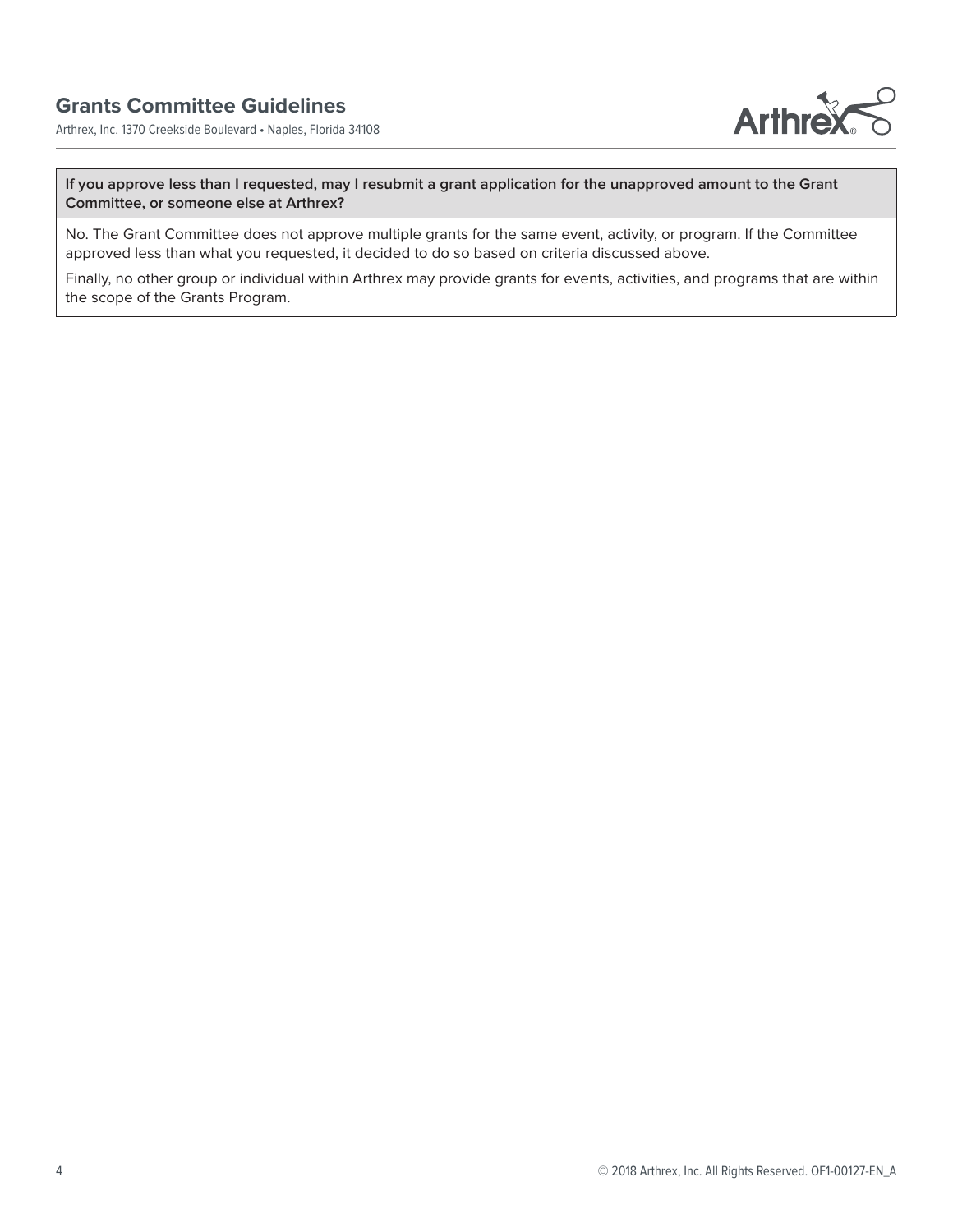**If you approve less than I requested, may I resubmit a grant application for the unapproved amount to the Grant Committee, or someone else at Arthrex?**

No. The Grant Committee does not approve multiple grants for the same event, activity, or program. If the Committee approved less than what you requested, it decided to do so based on criteria discussed above.

Finally, no other group or individual within Arthrex may provide grants for events, activities, and programs that are within the scope of the Grants Program.